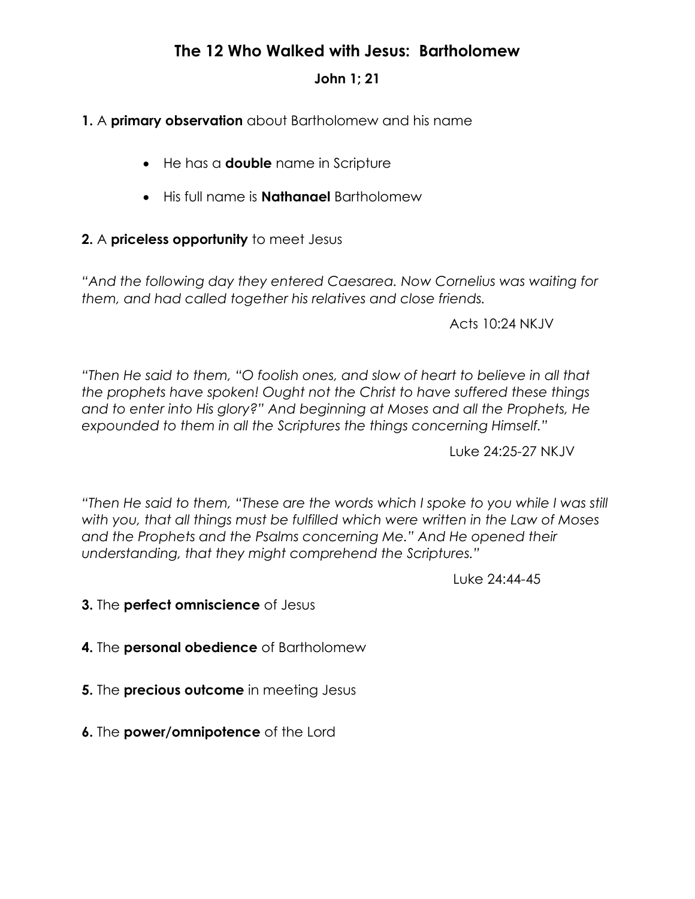# The 12 Who Walked with Jesus: Bartholomew

**John 1; 21**

**1.** A **primary observation** about Bartholomew and his name

- He has a **double** name in Scripture
- His full name is **Nathanael** Bartholomew

**2.** A **priceless opportunity** to meet Jesus

*"And the following day they entered Caesarea. Now Cornelius was waiting for them, and had called together his relatives and close friends.*

Acts 10:24 NKJV

*"Then He said to them, "O foolish ones, and slow of heart to believe in all that the prophets have spoken! Ought not the Christ to have suffered these things and to enter into His glory?" And beginning at Moses and all the Prophets, He expounded to them in all the Scriptures the things concerning Himself."*

Luke 24:25-27 NKJV

*"Then He said to them, "These are the words which I spoke to you while I was still with you, that all things must be fulfilled which were written in the Law of Moses and the Prophets and the Psalms concerning Me." And He opened their understanding, that they might comprehend the Scriptures."*

Luke 24:44-45

**3.** The **perfect omniscience** of Jesus

**4.** The **personal obedience** of Bartholomew

**5.** The **precious outcome** in meeting Jesus

**6.** The **power/omnipotence** of the Lord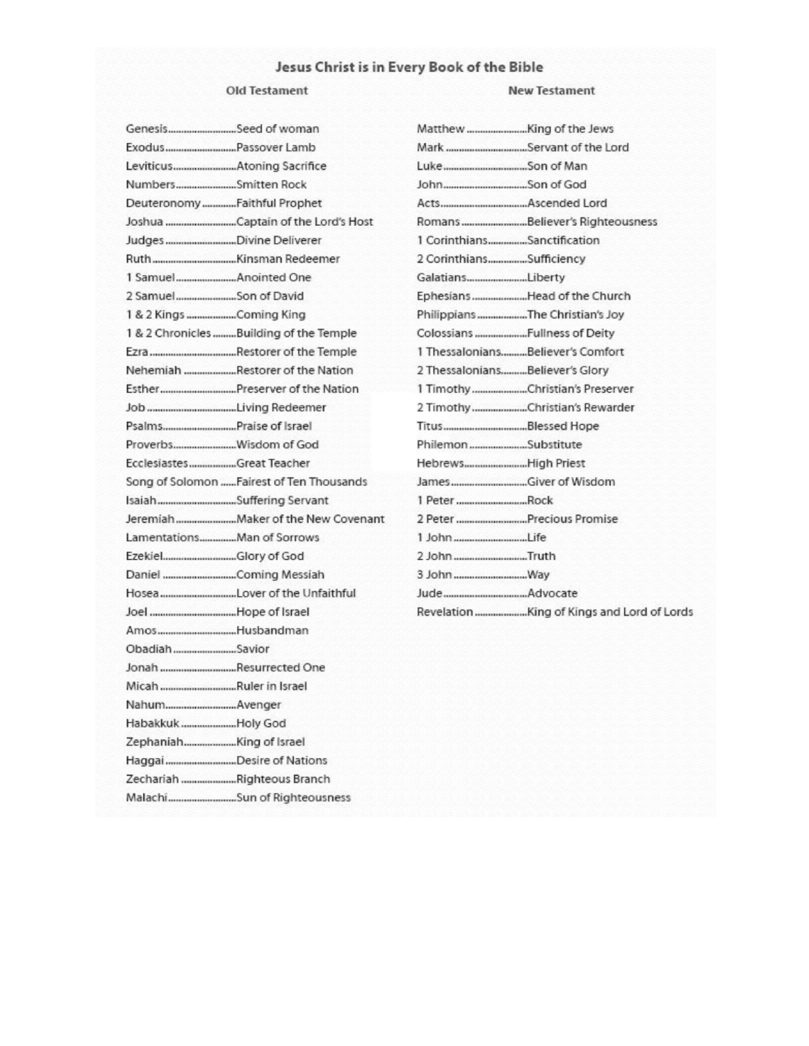# Jesus Christ is in Every Book of the Bible

## Old Testament

Genesis........................Seed of woman
Exodus........................Passover Lamb
Leviticus........................Atoning Sacrifice
Numbers........................Smitten Rock
Deuteronomy............Faithful Prophet
Joshua........................Captain of the Lord's Host
Judges........................Divine Deliverer
Ruth........................Kinsman Redeemer
1 Samuel........................Anointed One
2 Samuel........................Son of David
1 & 2 Kings..................Coming King
1 & 2 Chronicles.........Building of the Temple
Ezra........................Restorer of the Temple
Nehemiah..................Restorer of the Nation
Esther........................Preserver of the Nation
Job........................Living Redeemer
Psalms........................Praise of Israel
Proverbs........................Wisdom of God
Ecclesiastes.................Great Teacher
Song of Solomon......Fairest of Ten Thousands
Isaiah........................Suffering Servant
Jeremiah......................Maker of the New Covenant
Lamentations.............Man of Sorrows
Ezekiel........................Glory of God
Daniel........................Coming Messiah
Hosea........................Lover of the Unfaithful
Joel........................Hope of Israel
Amos........................Husbandman
Obadiah........................Savior
Jonah........................Resurrected One
Micah........................Ruler in Israel
Nahum........................Avenger
Habakkuk....................Holy God
Zephaniah...................King of Israel
Haggai........................Desire of Nations
Zechariah....................Righteous Branch
Malachi........................Sun of Righteousness

## New Testament

Matthew......................King of the Jews
Mark........................Servant of the Lord
Luke........................Son of Man
John........................Son of God
Acts........................Ascended Lord
Romans........................Believer's Righteousness
1 Corinthians.............Sanctification
2 Corinthians.............Sufficiency
Galatians......................Liberty
Ephesians....................Head of the Church
Philippians..................The Christian's Joy
Colossians...................Fullness of Deity
1 Thessalonians.........Believer's Comfort
2 Thessalonians.........Believer's Glory
1 Timothy....................Christian's Preserver
2 Timothy....................Christian's Rewarder
Titus........................Blessed Hope
Philemon......................Substitute
Hebrews........................High Priest
James........................Giver of Wisdom
1 Peter........................Rock
2 Peter........................Precious Promise
1 John........................Life
2 John........................Truth
3 John........................Way
Jude........................Advocate
Revelation...................King of Kings and Lord of Lords